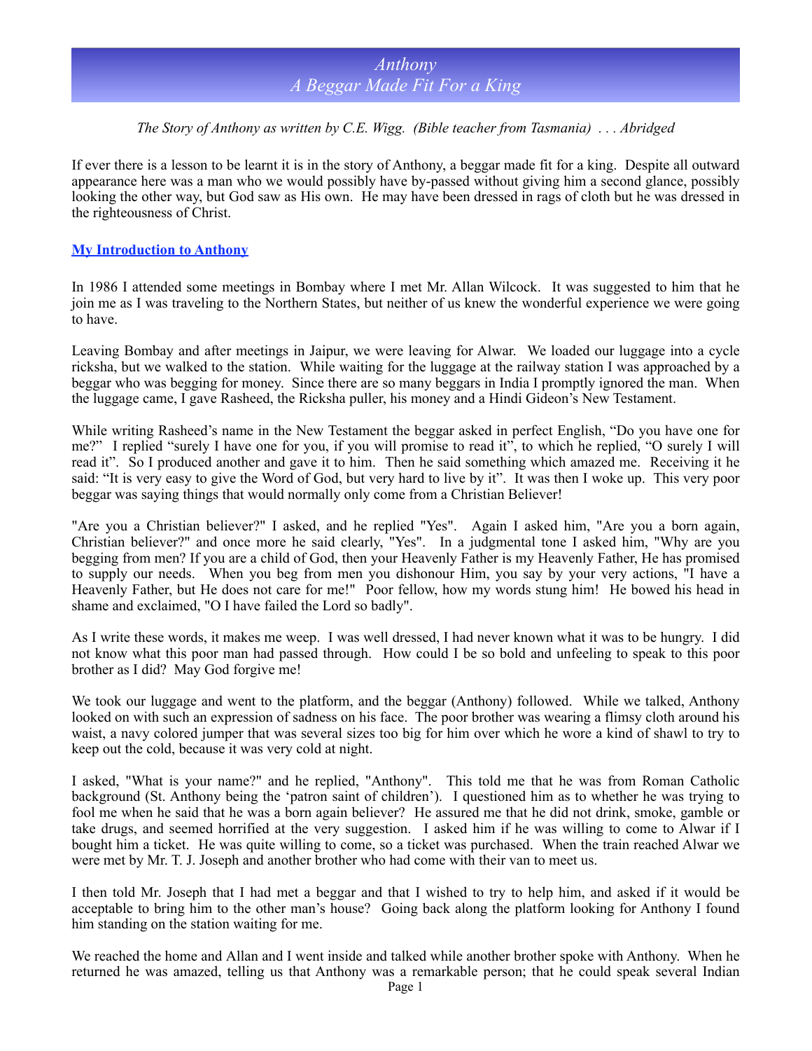# *Anthony*
# *A Beggar Made Fit For a King*

*The Story of Anthony as written by C.E. Wigg. (Bible teacher from Tasmania) . . . Abridged*

If ever there is a lesson to be learnt it is in the story of Anthony, a beggar made fit for a king. Despite all outward appearance here was a man who we would possibly have by-passed without giving him a second glance, possibly looking the other way, but God saw as His own. He may have been dressed in rags of cloth but he was dressed in the righteousness of Christ.

## **My Introduction to Anthony**

In 1986 I attended some meetings in Bombay where I met Mr. Allan Wilcock. It was suggested to him that he join me as I was traveling to the Northern States, but neither of us knew the wonderful experience we were going to have.

Leaving Bombay and after meetings in Jaipur, we were leaving for Alwar. We loaded our luggage into a cycle ricksha, but we walked to the station. While waiting for the luggage at the railway station I was approached by a beggar who was begging for money. Since there are so many beggars in India I promptly ignored the man. When the luggage came, I gave Rasheed, the Ricksha puller, his money and a Hindi Gideon's New Testament.

While writing Rasheed's name in the New Testament the beggar asked in perfect English, "Do you have one for me?" I replied "surely I have one for you, if you will promise to read it", to which he replied, "O surely I will read it". So I produced another and gave it to him. Then he said something which amazed me. Receiving it he said: "It is very easy to give the Word of God, but very hard to live by it". It was then I woke up. This very poor beggar was saying things that would normally only come from a Christian Believer!

"Are you a Christian believer?" I asked, and he replied "Yes". Again I asked him, "Are you a born again, Christian believer?" and once more he said clearly, "Yes". In a judgmental tone I asked him, "Why are you begging from men? If you are a child of God, then your Heavenly Father is my Heavenly Father, He has promised to supply our needs. When you beg from men you dishonour Him, you say by your very actions, "I have a Heavenly Father, but He does not care for me!" Poor fellow, how my words stung him! He bowed his head in shame and exclaimed, "O I have failed the Lord so badly".

As I write these words, it makes me weep. I was well dressed, I had never known what it was to be hungry. I did not know what this poor man had passed through. How could I be so bold and unfeeling to speak to this poor brother as I did? May God forgive me!

We took our luggage and went to the platform, and the beggar (Anthony) followed. While we talked, Anthony looked on with such an expression of sadness on his face. The poor brother was wearing a flimsy cloth around his waist, a navy colored jumper that was several sizes too big for him over which he wore a kind of shawl to try to keep out the cold, because it was very cold at night.

I asked, "What is your name?" and he replied, "Anthony". This told me that he was from Roman Catholic background (St. Anthony being the 'patron saint of children'). I questioned him as to whether he was trying to fool me when he said that he was a born again believer? He assured me that he did not drink, smoke, gamble or take drugs, and seemed horrified at the very suggestion. I asked him if he was willing to come to Alwar if I bought him a ticket. He was quite willing to come, so a ticket was purchased. When the train reached Alwar we were met by Mr. T. J. Joseph and another brother who had come with their van to meet us.

I then told Mr. Joseph that I had met a beggar and that I wished to try to help him, and asked if it would be acceptable to bring him to the other man's house? Going back along the platform looking for Anthony I found him standing on the station waiting for me.

We reached the home and Allan and I went inside and talked while another brother spoke with Anthony. When he returned he was amazed, telling us that Anthony was a remarkable person; that he could speak several Indian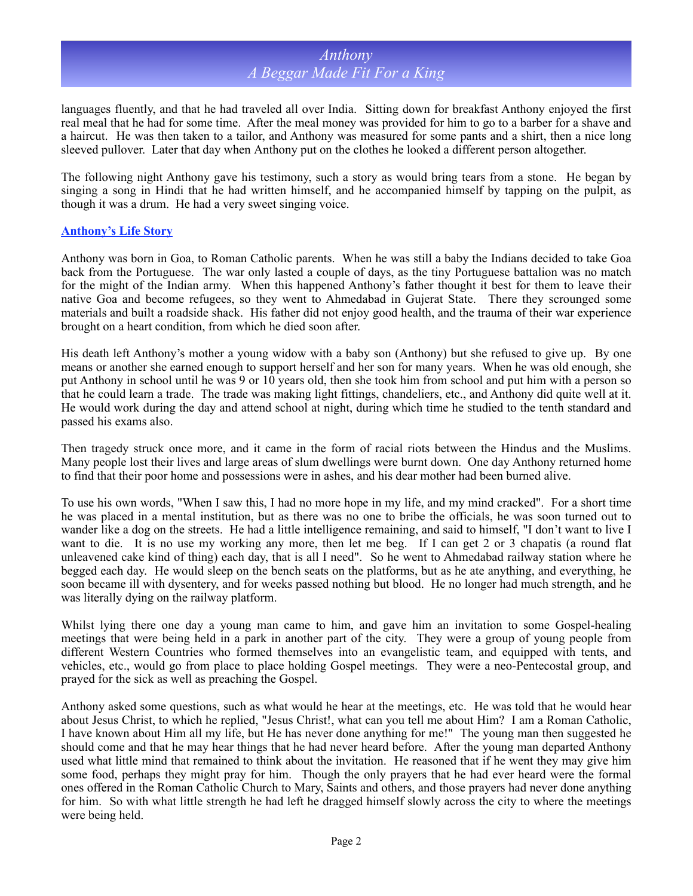languages fluently, and that he had traveled all over India. Sitting down for breakfast Anthony enjoyed the first real meal that he had for some time. After the meal money was provided for him to go to a barber for a shave and a haircut. He was then taken to a tailor, and Anthony was measured for some pants and a shirt, then a nice long sleeved pullover. Later that day when Anthony put on the clothes he looked a different person altogether.

The following night Anthony gave his testimony, such a story as would bring tears from a stone. He began by singing a song in Hindi that he had written himself, and he accompanied himself by tapping on the pulpit, as though it was a drum. He had a very sweet singing voice.

### **Anthony's Life Story**

Anthony was born in Goa, to Roman Catholic parents. When he was still a baby the Indians decided to take Goa back from the Portuguese. The war only lasted a couple of days, as the tiny Portuguese battalion was no match for the might of the Indian army. When this happened Anthony's father thought it best for them to leave their native Goa and become refugees, so they went to Ahmedabad in Gujerat State. There they scrounged some materials and built a roadside shack. His father did not enjoy good health, and the trauma of their war experience brought on a heart condition, from which he died soon after.

His death left Anthony's mother a young widow with a baby son (Anthony) but she refused to give up. By one means or another she earned enough to support herself and her son for many years. When he was old enough, she put Anthony in school until he was 9 or 10 years old, then she took him from school and put him with a person so that he could learn a trade. The trade was making light fittings, chandeliers, etc., and Anthony did quite well at it. He would work during the day and attend school at night, during which time he studied to the tenth standard and passed his exams also.

Then tragedy struck once more, and it came in the form of racial riots between the Hindus and the Muslims. Many people lost their lives and large areas of slum dwellings were burnt down. One day Anthony returned home to find that their poor home and possessions were in ashes, and his dear mother had been burned alive.

To use his own words, "When I saw this, I had no more hope in my life, and my mind cracked". For a short time he was placed in a mental institution, but as there was no one to bribe the officials, he was soon turned out to wander like a dog on the streets. He had a little intelligence remaining, and said to himself, "I don't want to live I want to die. It is no use my working any more, then let me beg. If I can get 2 or 3 chapatis (a round flat unleavened cake kind of thing) each day, that is all I need". So he went to Ahmedabad railway station where he begged each day. He would sleep on the bench seats on the platforms, but as he ate anything, and everything, he soon became ill with dysentery, and for weeks passed nothing but blood. He no longer had much strength, and he was literally dying on the railway platform.

Whilst lying there one day a young man came to him, and gave him an invitation to some Gospel-healing meetings that were being held in a park in another part of the city. They were a group of young people from different Western Countries who formed themselves into an evangelistic team, and equipped with tents, and vehicles, etc., would go from place to place holding Gospel meetings. They were a neo-Pentecostal group, and prayed for the sick as well as preaching the Gospel.

Anthony asked some questions, such as what would he hear at the meetings, etc. He was told that he would hear about Jesus Christ, to which he replied, "Jesus Christ!, what can you tell me about Him? I am a Roman Catholic, I have known about Him all my life, but He has never done anything for me!" The young man then suggested he should come and that he may hear things that he had never heard before. After the young man departed Anthony used what little mind that remained to think about the invitation. He reasoned that if he went they may give him some food, perhaps they might pray for him. Though the only prayers that he had ever heard were the formal ones offered in the Roman Catholic Church to Mary, Saints and others, and those prayers had never done anything for him. So with what little strength he had left he dragged himself slowly across the city to where the meetings were being held.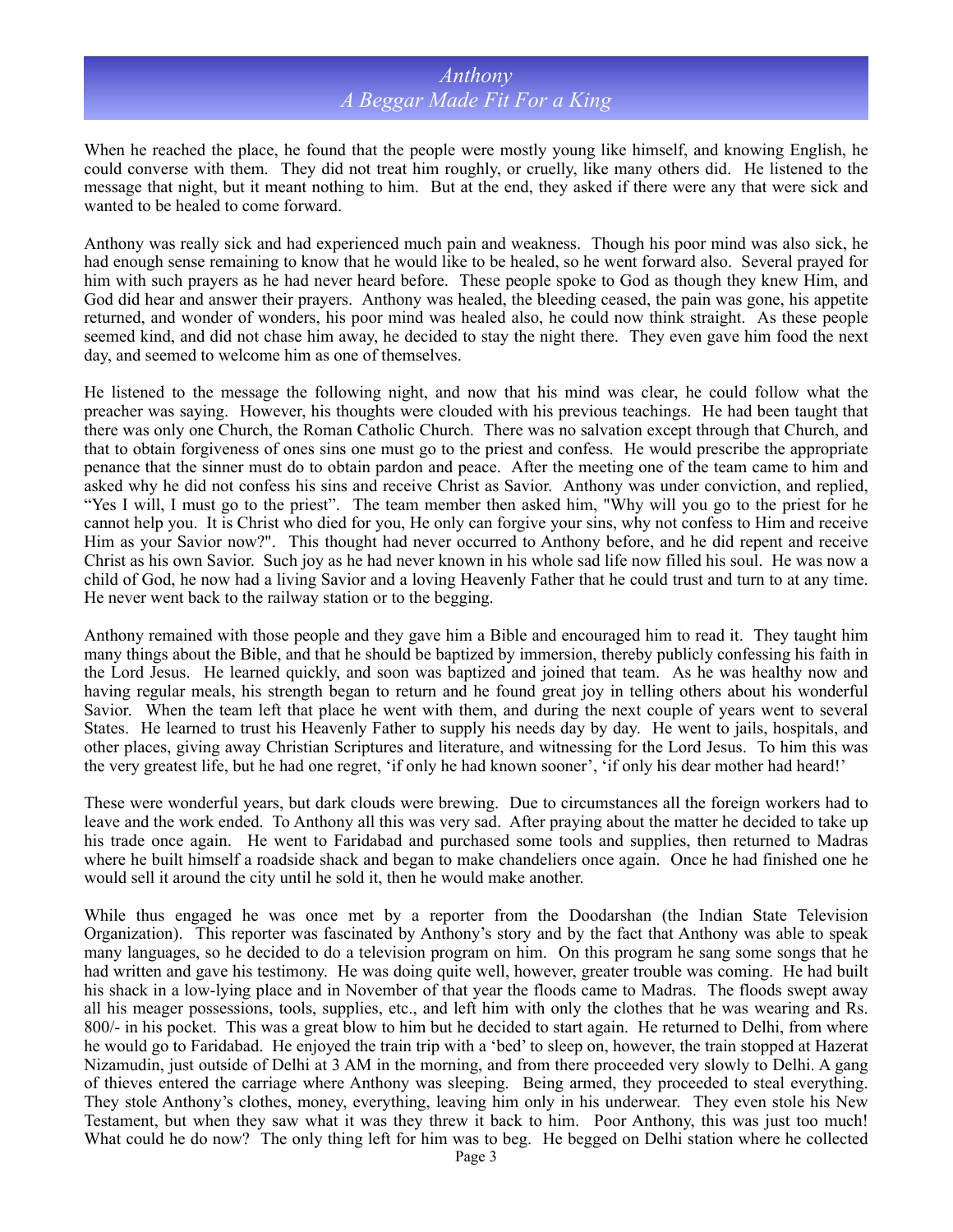When he reached the place, he found that the people were mostly young like himself, and knowing English, he could converse with them. They did not treat him roughly, or cruelly, like many others did. He listened to the message that night, but it meant nothing to him. But at the end, they asked if there were any that were sick and wanted to be healed to come forward.

Anthony was really sick and had experienced much pain and weakness. Though his poor mind was also sick, he had enough sense remaining to know that he would like to be healed, so he went forward also. Several prayed for him with such prayers as he had never heard before. These people spoke to God as though they knew Him, and God did hear and answer their prayers. Anthony was healed, the bleeding ceased, the pain was gone, his appetite returned, and wonder of wonders, his poor mind was healed also, he could now think straight. As these people seemed kind, and did not chase him away, he decided to stay the night there. They even gave him food the next day, and seemed to welcome him as one of themselves.

He listened to the message the following night, and now that his mind was clear, he could follow what the preacher was saying. However, his thoughts were clouded with his previous teachings. He had been taught that there was only one Church, the Roman Catholic Church. There was no salvation except through that Church, and that to obtain forgiveness of ones sins one must go to the priest and confess. He would prescribe the appropriate penance that the sinner must do to obtain pardon and peace. After the meeting one of the team came to him and asked why he did not confess his sins and receive Christ as Savior. Anthony was under conviction, and replied, "Yes I will, I must go to the priest". The team member then asked him, "Why will you go to the priest for he cannot help you. It is Christ who died for you, He only can forgive your sins, why not confess to Him and receive Him as your Savior now?". This thought had never occurred to Anthony before, and he did repent and receive Christ as his own Savior. Such joy as he had never known in his whole sad life now filled his soul. He was now a child of God, he now had a living Savior and a loving Heavenly Father that he could trust and turn to at any time. He never went back to the railway station or to the begging.

Anthony remained with those people and they gave him a Bible and encouraged him to read it. They taught him many things about the Bible, and that he should be baptized by immersion, thereby publicly confessing his faith in the Lord Jesus. He learned quickly, and soon was baptized and joined that team. As he was healthy now and having regular meals, his strength began to return and he found great joy in telling others about his wonderful Savior. When the team left that place he went with them, and during the next couple of years went to several States. He learned to trust his Heavenly Father to supply his needs day by day. He went to jails, hospitals, and other places, giving away Christian Scriptures and literature, and witnessing for the Lord Jesus. To him this was the very greatest life, but he had one regret, 'if only he had known sooner', 'if only his dear mother had heard!'

These were wonderful years, but dark clouds were brewing. Due to circumstances all the foreign workers had to leave and the work ended. To Anthony all this was very sad. After praying about the matter he decided to take up his trade once again. He went to Faridabad and purchased some tools and supplies, then returned to Madras where he built himself a roadside shack and began to make chandeliers once again. Once he had finished one he would sell it around the city until he sold it, then he would make another.

While thus engaged he was once met by a reporter from the Doodarshan (the Indian State Television Organization). This reporter was fascinated by Anthony's story and by the fact that Anthony was able to speak many languages, so he decided to do a television program on him. On this program he sang some songs that he had written and gave his testimony. He was doing quite well, however, greater trouble was coming. He had built his shack in a low-lying place and in November of that year the floods came to Madras. The floods swept away all his meager possessions, tools, supplies, etc., and left him with only the clothes that he was wearing and Rs. 800/- in his pocket. This was a great blow to him but he decided to start again. He returned to Delhi, from where he would go to Faridabad. He enjoyed the train trip with a 'bed' to sleep on, however, the train stopped at Hazerat Nizamudin, just outside of Delhi at 3 AM in the morning, and from there proceeded very slowly to Delhi. A gang of thieves entered the carriage where Anthony was sleeping. Being armed, they proceeded to steal everything. They stole Anthony's clothes, money, everything, leaving him only in his underwear. They even stole his New Testament, but when they saw what it was they threw it back to him. Poor Anthony, this was just too much! What could he do now? The only thing left for him was to beg. He begged on Delhi station where he collected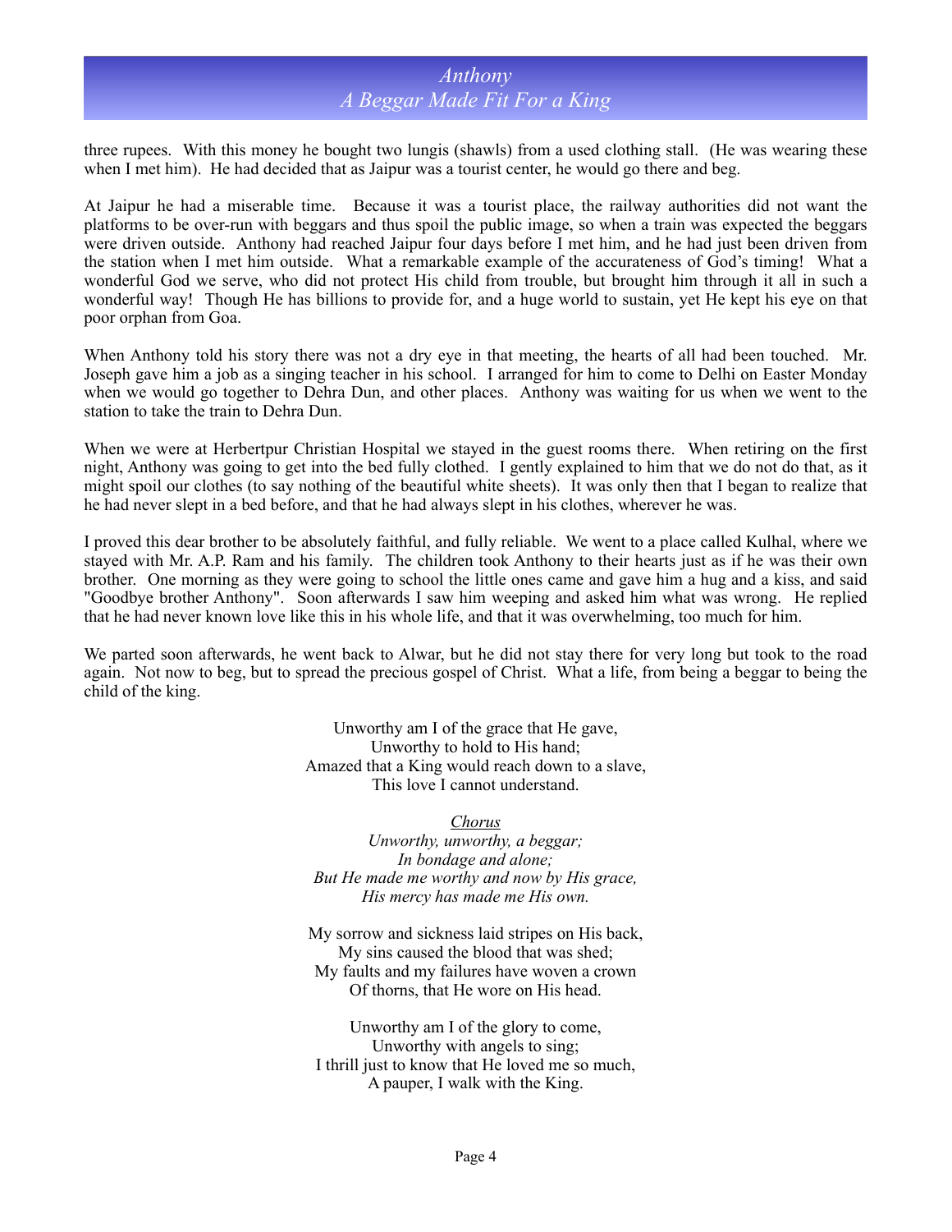three rupees. With this money he bought two lungis (shawls) from a used clothing stall. (He was wearing these when I met him). He had decided that as Jaipur was a tourist center, he would go there and beg.

At Jaipur he had a miserable time. Because it was a tourist place, the railway authorities did not want the platforms to be over-run with beggars and thus spoil the public image, so when a train was expected the beggars were driven outside. Anthony had reached Jaipur four days before I met him, and he had just been driven from the station when I met him outside. What a remarkable example of the accurateness of God's timing! What a wonderful God we serve, who did not protect His child from trouble, but brought him through it all in such a wonderful way! Though He has billions to provide for, and a huge world to sustain, yet He kept his eye on that poor orphan from Goa.

When Anthony told his story there was not a dry eye in that meeting, the hearts of all had been touched. Mr. Joseph gave him a job as a singing teacher in his school. I arranged for him to come to Delhi on Easter Monday when we would go together to Dehra Dun, and other places. Anthony was waiting for us when we went to the station to take the train to Dehra Dun.

When we were at Herbertpur Christian Hospital we stayed in the guest rooms there. When retiring on the first night, Anthony was going to get into the bed fully clothed. I gently explained to him that we do not do that, as it might spoil our clothes (to say nothing of the beautiful white sheets). It was only then that I began to realize that he had never slept in a bed before, and that he had always slept in his clothes, wherever he was.

I proved this dear brother to be absolutely faithful, and fully reliable. We went to a place called Kulhal, where we stayed with Mr. A.P. Ram and his family. The children took Anthony to their hearts just as if he was their own brother. One morning as they were going to school the little ones came and gave him a hug and a kiss, and said "Goodbye brother Anthony". Soon afterwards I saw him weeping and asked him what was wrong. He replied that he had never known love like this in his whole life, and that it was overwhelming, too much for him.

We parted soon afterwards, he went back to Alwar, but he did not stay there for very long but took to the road again. Not now to beg, but to spread the precious gospel of Christ. What a life, from being a beggar to being the child of the king.

Unworthy am I of the grace that He gave,  
Unworthy to hold to His hand;  
Amazed that a King would reach down to a slave,  
This love I cannot understand.

<u>Chorus</u>  
*Unworthy, unworthy, a beggar;*  
*In bondage and alone;*  
*But He made me worthy and now by His grace,*  
*His mercy has made me His own.*

My sorrow and sickness laid stripes on His back,  
My sins caused the blood that was shed;  
My faults and my failures have woven a crown  
Of thorns, that He wore on His head.

Unworthy am I of the glory to come,  
Unworthy with angels to sing;  
I thrill just to know that He loved me so much,  
A pauper, I walk with the King.